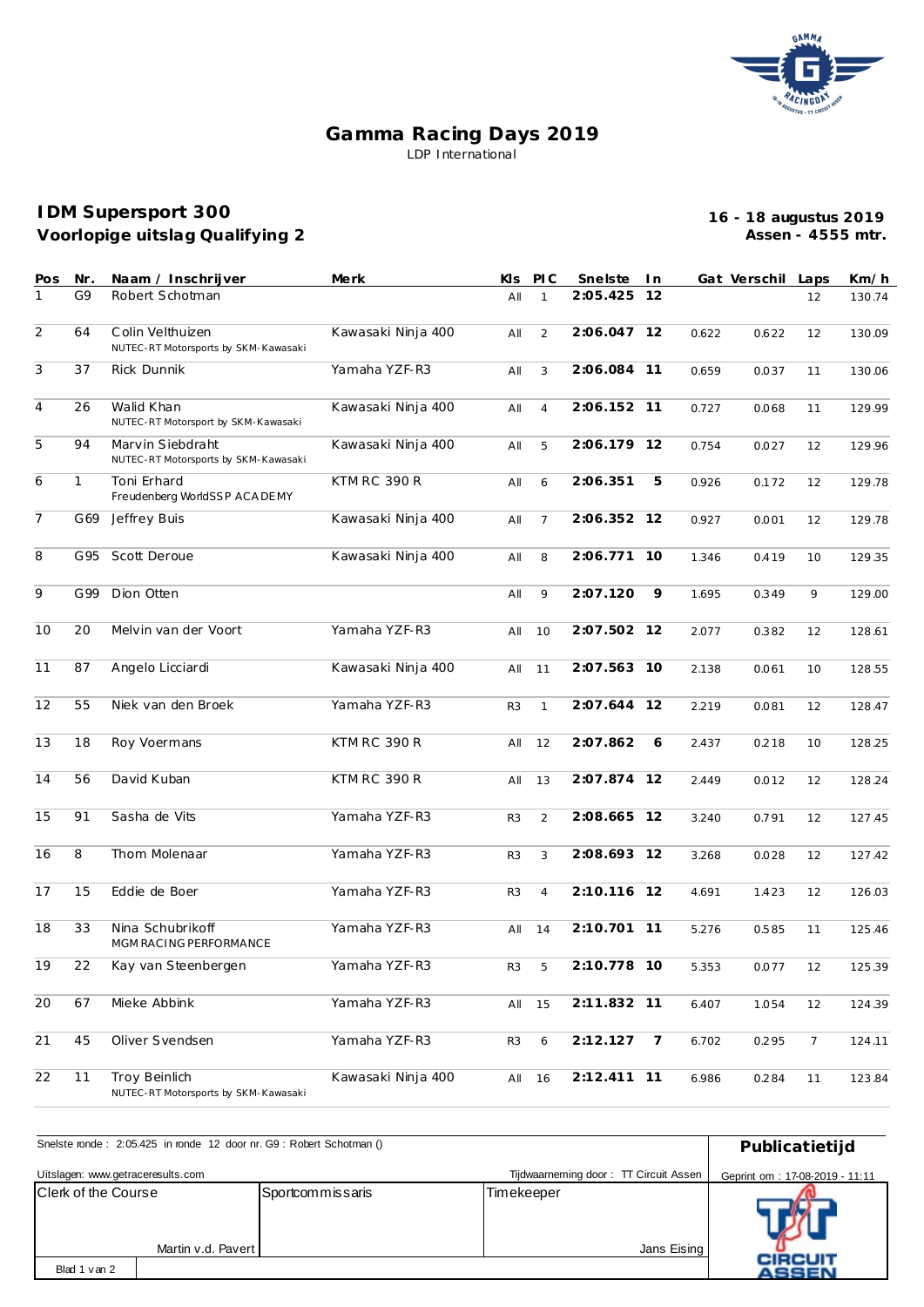# Gamma Racing Days 2019

LDP International

## IDM Supersport 300
**Voorlopige uitslag Qualifying 2**

**16 - 18 augustus 2019**
**Assen - 4555 mtr.**

| Pos | Nr. | Naam / Inschrijver | Merk | Kls | PIC | Snelste | In | Gat | Verschil | Laps | Km/h |
|---|---|---|---|---|---|---|---|---|---|---|---|
| 1 | G9 | Robert Schotman | | All | 1 | **2:05.425** | **12** | | | 12 | 130.74 |
| 2 | 64 | Colin Velthuizen<br>NUTEC-RT Motorsports by SKM-Kawasaki | Kawasaki Ninja 400 | All | 2 | **2:06.047** | **12** | 0.622 | 0.622 | 12 | 130.09 |
| 3 | 37 | Rick Dunnik | Yamaha YZF-R3 | All | 3 | **2:06.084** | **11** | 0.659 | 0.037 | 11 | 130.06 |
| 4 | 26 | Walid Khan<br>NUTEC-RT Motorsport by SKM-Kawasaki | Kawasaki Ninja 400 | All | 4 | **2:06.152** | **11** | 0.727 | 0.068 | 11 | 129.99 |
| 5 | 94 | Marvin Siebdraht<br>NUTEC-RT Motorsports by SKM-Kawasaki | Kawasaki Ninja 400 | All | 5 | **2:06.179** | **12** | 0.754 | 0.027 | 12 | 129.96 |
| 6 | 1 | Toni Erhard<br>Freudenberg WorldSSP ACADEMY | KTM RC 390 R | All | 6 | **2:06.351** | **5** | 0.926 | 0.172 | 12 | 129.78 |
| 7 | G69 | Jeffrey Buis | Kawasaki Ninja 400 | All | 7 | **2:06.352** | **12** | 0.927 | 0.001 | 12 | 129.78 |
| 8 | G95 | Scott Deroue | Kawasaki Ninja 400 | All | 8 | **2:06.771** | **10** | 1.346 | 0.419 | 10 | 129.35 |
| 9 | G99 | Dion Otten | | All | 9 | **2:07.120** | **9** | 1.695 | 0.349 | 9 | 129.00 |
| 10 | 20 | Melvin van der Voort | Yamaha YZF-R3 | All | 10 | **2:07.502** | **12** | 2.077 | 0.382 | 12 | 128.61 |
| 11 | 87 | Angelo Licciardi | Kawasaki Ninja 400 | All | 11 | **2:07.563** | **10** | 2.138 | 0.061 | 10 | 128.55 |
| 12 | 55 | Niek van den Broek | Yamaha YZF-R3 | R3 | 1 | **2:07.644** | **12** | 2.219 | 0.081 | 12 | 128.47 |
| 13 | 18 | Roy Voermans | KTM RC 390 R | All | 12 | **2:07.862** | **6** | 2.437 | 0.218 | 10 | 128.25 |
| 14 | 56 | David Kuban | KTM RC 390 R | All | 13 | **2:07.874** | **12** | 2.449 | 0.012 | 12 | 128.24 |
| 15 | 91 | Sasha de Vits | Yamaha YZF-R3 | R3 | 2 | **2:08.665** | **12** | 3.240 | 0.791 | 12 | 127.45 |
| 16 | 8 | Thom Molenaar | Yamaha YZF-R3 | R3 | 3 | **2:08.693** | **12** | 3.268 | 0.028 | 12 | 127.42 |
| 17 | 15 | Eddie de Boer | Yamaha YZF-R3 | R3 | 4 | **2:10.116** | **12** | 4.691 | 1.423 | 12 | 126.03 |
| 18 | 33 | Nina Schubrikoff<br>MGM RACING PERFORMANCE | Yamaha YZF-R3 | All | 14 | **2:10.701** | **11** | 5.276 | 0.585 | 11 | 125.46 |
| 19 | 22 | Kay van Steenbergen | Yamaha YZF-R3 | R3 | 5 | **2:10.778** | **10** | 5.353 | 0.077 | 12 | 125.39 |
| 20 | 67 | Mieke Abbink | Yamaha YZF-R3 | All | 15 | **2:11.832** | **11** | 6.407 | 1.054 | 12 | 124.39 |
| 21 | 45 | Oliver Svendsen | Yamaha YZF-R3 | R3 | 6 | **2:12.127** | **7** | 6.702 | 0.295 | 7 | 124.11 |
| 22 | 11 | Troy Beinlich<br>NUTEC-RT Motorsports by SKM-Kawasaki | Kawasaki Ninja 400 | All | 16 | **2:12.411** | **11** | 6.986 | 0.284 | 11 | 123.84 |

Snelste ronde : 2:05.425 in ronde 12 door nr. G9 : Robert Schotman ()

**Publicatietijd**

Uitslagen: www.getraceresults.com

Tijdwaarneming door : TT Circuit Assen

Geprint om : 17-08-2019 - 11:11

| Clerk of the Course | Sportcommissaris | Timekeeper |
|---|---|---|
| Martin v.d. Pavert | | Jans Eising |

Blad 1 van 2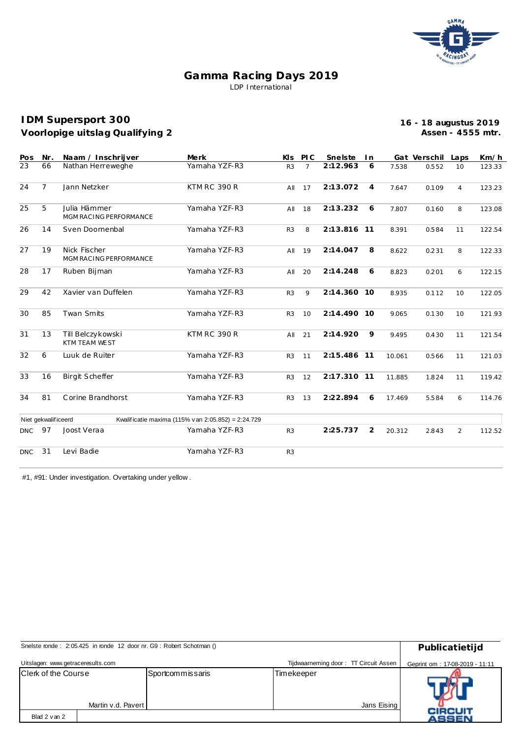## Gamma Racing Days 2019

LDP International

## IDM Supersport 300

### Voorlopige uitslag Qualifying 2

**16 - 18 augustus 2019**
**Assen - 4555 mtr.**

| Pos | Nr. | Naam / Inschrijver | Merk | Kls | PIC | Snelste | In | Gat | Verschil | Laps | Km/h |
|---|---|---|---|---|---|---|---|---|---|---|---|
| 23 | 66 | Nathan Herreweghe | Yamaha YZF-R3 | R3 | 7 | **2:12.963** | **6** | 7.538 | 0.552 | 10 | 123.33 |
| 24 | 7 | Jann Netzker | KTM RC 390 R | All | 17 | **2:13.072** | **4** | 7.647 | 0.109 | 4 | 123.23 |
| 25 | 5 | Julia Hämmer<br>MGM RACING PERFORMANCE | Yamaha YZF-R3 | All | 18 | **2:13.232** | **6** | 7.807 | 0.160 | 8 | 123.08 |
| 26 | 14 | Sven Doornenbal | Yamaha YZF-R3 | R3 | 8 | **2:13.816** | **11** | 8.391 | 0.584 | 11 | 122.54 |
| 27 | 19 | Nick Fischer<br>MGM RACING PERFORMANCE | Yamaha YZF-R3 | All | 19 | **2:14.047** | **8** | 8.622 | 0.231 | 8 | 122.33 |
| 28 | 17 | Ruben Bijman | Yamaha YZF-R3 | All | 20 | **2:14.248** | **6** | 8.823 | 0.201 | 6 | 122.15 |
| 29 | 42 | Xavier van Duffelen | Yamaha YZF-R3 | R3 | 9 | **2:14.360** | **10** | 8.935 | 0.112 | 10 | 122.05 |
| 30 | 85 | Twan Smits | Yamaha YZF-R3 | R3 | 10 | **2:14.490** | **10** | 9.065 | 0.130 | 10 | 121.93 |
| 31 | 13 | Till Belczykowski<br>KTM TEAM WEST | KTM RC 390 R | All | 21 | **2:14.920** | **9** | 9.495 | 0.430 | 11 | 121.54 |
| 32 | 6 | Luuk de Ruiter | Yamaha YZF-R3 | R3 | 11 | **2:15.486** | **11** | 10.061 | 0.566 | 11 | 121.03 |
| 33 | 16 | Birgit Scheffer | Yamaha YZF-R3 | R3 | 12 | **2:17.310** | **11** | 11.885 | 1.824 | 11 | 119.42 |
| 34 | 81 | Corine Brandhorst | Yamaha YZF-R3 | R3 | 13 | **2:22.894** | **6** | 17.469 | 5.584 | 6 | 114.76 |
| Niet gekwalificeerd | | Kwalificatie maxima (115% van 2:05.852) = 2:24.729 | | | | | | | | | |
| DNC | 97 | Joost Veraa | Yamaha YZF-R3 | R3 | | **2:25.737** | **2** | 20.312 | 2.843 | 2 | 112.52 |
| DNC | 31 | Levi Badie | Yamaha YZF-R3 | R3 | | | | | | | |

#1, #91: Under investigation. Overtaking under yellow .

Snelste ronde : 2:05.425 in ronde 12 door nr. G9 : Robert Schotman ()

**Publicatietijd**

Uitslagen: www.getraceresults.com

Tijdwaarneming door : TT Circuit Assen

Geprint om : 17-08-2019 - 11:11

| Clerk of the Course | Sportcommissaris | Timekeeper |
|---|---|---|
| Martin v.d. Pavert | | Jans Eising |